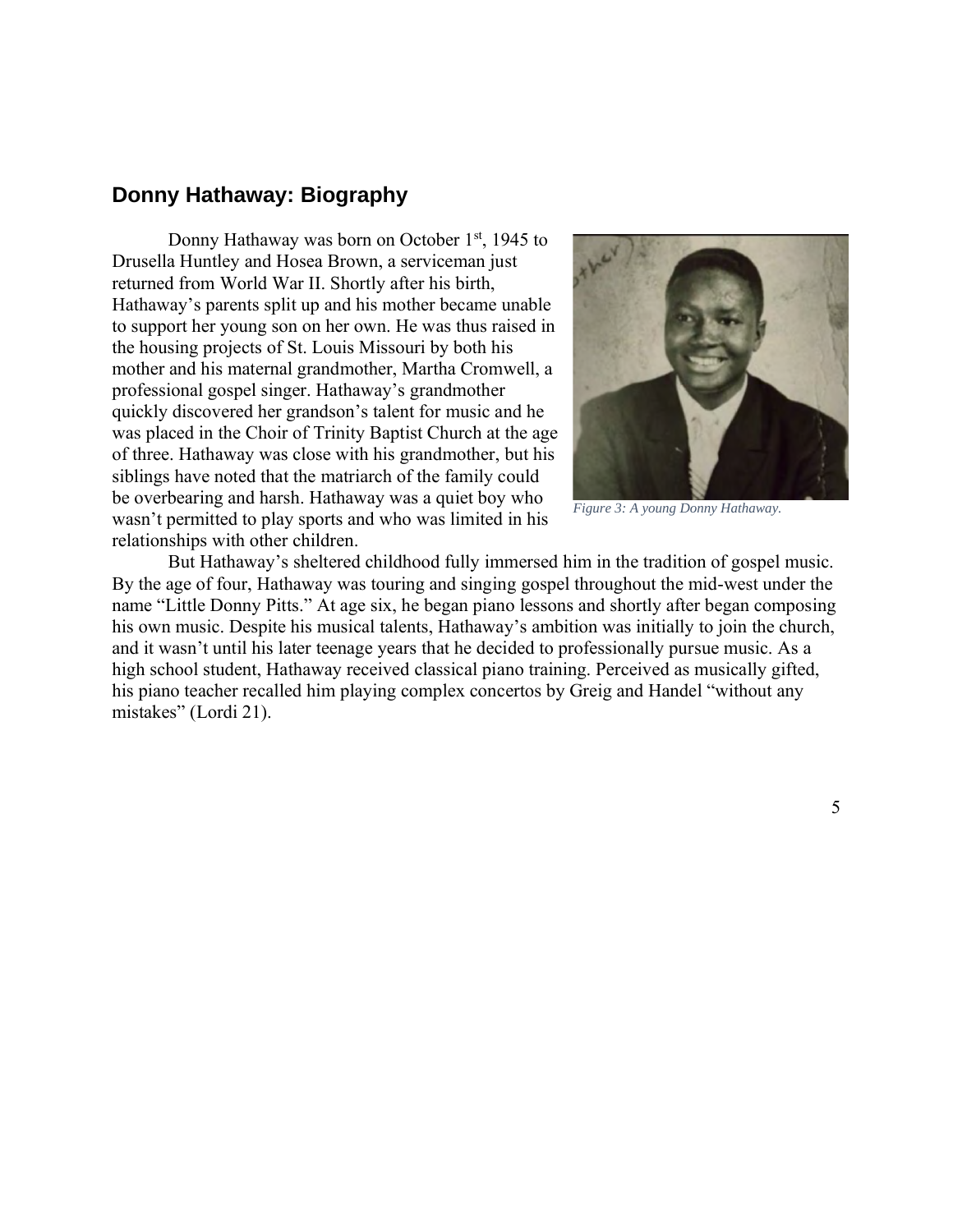## Donny Hathaway: Biography

Donny Hathaway was born on October 1st, 1945 to Drusella Huntley and Hosea Brown, a serviceman just returned from World War II. Shortly after his birth, Hathaway's parents split up and his mother became unable to support her young son on her own. He was thus raised in the housing projects of St. Louis Missouri by both his mother and his maternal grandmother, Martha Cromwell, a professional gospel singer. Hathaway's grandmother quickly discovered her grandson's talent for music and he was placed in the Choir of Trinity Baptist Church at the age of three. Hathaway was close with his grandmother, but his siblings have noted that the matriarch of the family could be overbearing and harsh. Hathaway was a quiet boy who wasn't permitted to play sports and who was limited in his relationships with other children.

*Figure 3: A young Donny Hathaway.*

But Hathaway's sheltered childhood fully immersed him in the tradition of gospel music. By the age of four, Hathaway was touring and singing gospel throughout the mid-west under the name "Little Donny Pitts." At age six, he began piano lessons and shortly after began composing his own music. Despite his musical talents, Hathaway's ambition was initially to join the church, and it wasn't until his later teenage years that he decided to professionally pursue music. As a high school student, Hathaway received classical piano training. Perceived as musically gifted, his piano teacher recalled him playing complex concertos by Greig and Handel "without any mistakes" (Lordi 21).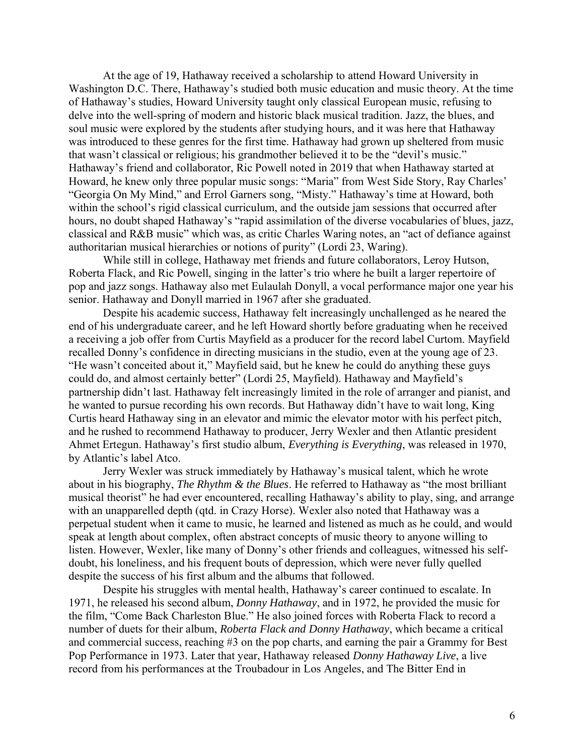At the age of 19, Hathaway received a scholarship to attend Howard University in Washington D.C. There, Hathaway's studied both music education and music theory. At the time of Hathaway's studies, Howard University taught only classical European music, refusing to delve into the well-spring of modern and historic black musical tradition. Jazz, the blues, and soul music were explored by the students after studying hours, and it was here that Hathaway was introduced to these genres for the first time. Hathaway had grown up sheltered from music that wasn't classical or religious; his grandmother believed it to be the "devil's music." Hathaway's friend and collaborator, Ric Powell noted in 2019 that when Hathaway started at Howard, he knew only three popular music songs: "Maria" from West Side Story, Ray Charles' "Georgia On My Mind," and Errol Garners song, "Misty." Hathaway's time at Howard, both within the school's rigid classical curriculum, and the outside jam sessions that occurred after hours, no doubt shaped Hathaway's "rapid assimilation of the diverse vocabularies of blues, jazz, classical and R&B music" which was, as critic Charles Waring notes, an "act of defiance against authoritarian musical hierarchies or notions of purity" (Lordi 23, Waring).

While still in college, Hathaway met friends and future collaborators, Leroy Hutson, Roberta Flack, and Ric Powell, singing in the latter's trio where he built a larger repertoire of pop and jazz songs. Hathaway also met Eulaulah Donyll, a vocal performance major one year his senior. Hathaway and Donyll married in 1967 after she graduated.

Despite his academic success, Hathaway felt increasingly unchallenged as he neared the end of his undergraduate career, and he left Howard shortly before graduating when he received a receiving a job offer from Curtis Mayfield as a producer for the record label Curtom. Mayfield recalled Donny's confidence in directing musicians in the studio, even at the young age of 23. "He wasn't conceited about it," Mayfield said, but he knew he could do anything these guys could do, and almost certainly better" (Lordi 25, Mayfield). Hathaway and Mayfield's partnership didn't last. Hathaway felt increasingly limited in the role of arranger and pianist, and he wanted to pursue recording his own records. But Hathaway didn't have to wait long, King Curtis heard Hathaway sing in an elevator and mimic the elevator motor with his perfect pitch, and he rushed to recommend Hathaway to producer, Jerry Wexler and then Atlantic president Ahmet Ertegun. Hathaway's first studio album, *Everything is Everything*, was released in 1970, by Atlantic's label Atco.

Jerry Wexler was struck immediately by Hathaway's musical talent, which he wrote about in his biography, *The Rhythm & the Blues*. He referred to Hathaway as "the most brilliant musical theorist" he had ever encountered, recalling Hathaway's ability to play, sing, and arrange with an unapparelled depth (qtd. in Crazy Horse). Wexler also noted that Hathaway was a perpetual student when it came to music, he learned and listened as much as he could, and would speak at length about complex, often abstract concepts of music theory to anyone willing to listen. However, Wexler, like many of Donny's other friends and colleagues, witnessed his self-doubt, his loneliness, and his frequent bouts of depression, which were never fully quelled despite the success of his first album and the albums that followed.

Despite his struggles with mental health, Hathaway's career continued to escalate. In 1971, he released his second album, *Donny Hathaway*, and in 1972, he provided the music for the film, "Come Back Charleston Blue." He also joined forces with Roberta Flack to record a number of duets for their album, *Roberta Flack and Donny Hathaway*, which became a critical and commercial success, reaching #3 on the pop charts, and earning the pair a Grammy for Best Pop Performance in 1973. Later that year, Hathaway released *Donny Hathaway Live*, a live record from his performances at the Troubadour in Los Angeles, and The Bitter End in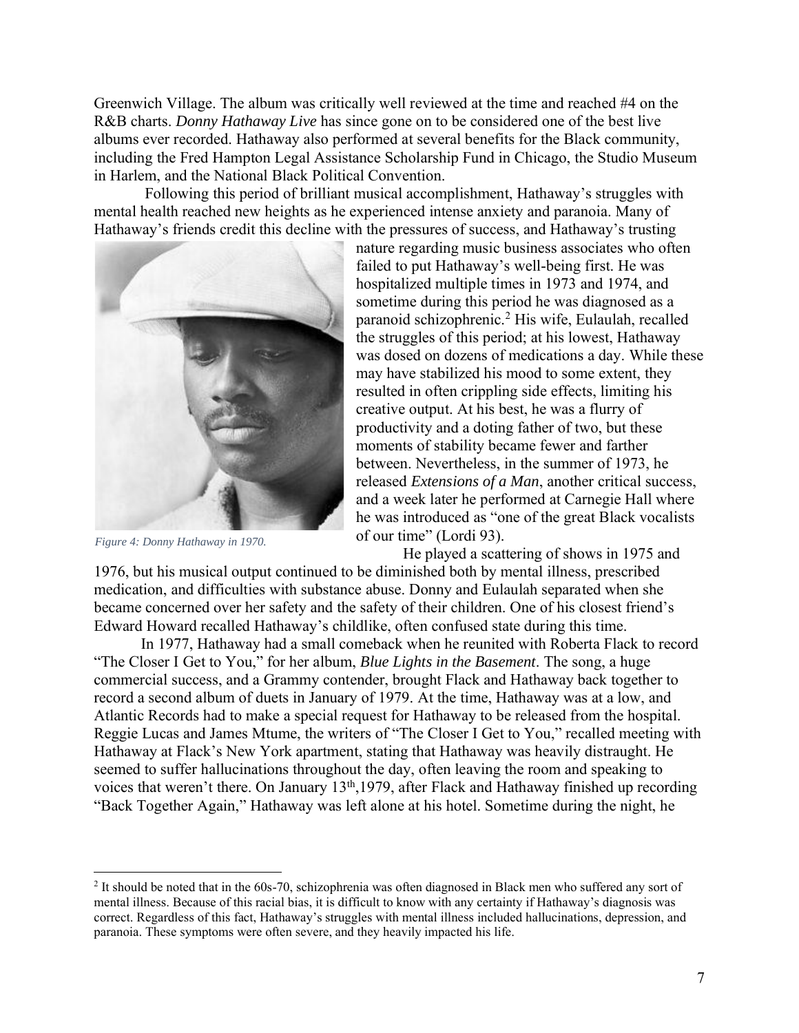Greenwich Village. The album was critically well reviewed at the time and reached #4 on the R&B charts. *Donny Hathaway Live* has since gone on to be considered one of the best live albums ever recorded. Hathaway also performed at several benefits for the Black community, including the Fred Hampton Legal Assistance Scholarship Fund in Chicago, the Studio Museum in Harlem, and the National Black Political Convention.

Following this period of brilliant musical accomplishment, Hathaway's struggles with mental health reached new heights as he experienced intense anxiety and paranoia. Many of Hathaway's friends credit this decline with the pressures of success, and Hathaway's trusting nature regarding music business associates who often failed to put Hathaway's well-being first. He was hospitalized multiple times in 1973 and 1974, and sometime during this period he was diagnosed as a paranoid schizophrenic.[2] His wife, Eulaulah, recalled the struggles of this period; at his lowest, Hathaway was dosed on dozens of medications a day. While these may have stabilized his mood to some extent, they resulted in often crippling side effects, limiting his creative output. At his best, he was a flurry of productivity and a doting father of two, but these moments of stability became fewer and farther between. Nevertheless, in the summer of 1973, he released *Extensions of a Man*, another critical success, and a week later he performed at Carnegie Hall where he was introduced as "one of the great Black vocalists of our time" (Lordi 93).

*Figure 4: Donny Hathaway in 1970.*

He played a scattering of shows in 1975 and 1976, but his musical output continued to be diminished both by mental illness, prescribed medication, and difficulties with substance abuse. Donny and Eulaulah separated when she became concerned over her safety and the safety of their children. One of his closest friend's Edward Howard recalled Hathaway's childlike, often confused state during this time.

In 1977, Hathaway had a small comeback when he reunited with Roberta Flack to record "The Closer I Get to You," for her album, *Blue Lights in the Basement*. The song, a huge commercial success, and a Grammy contender, brought Flack and Hathaway back together to record a second album of duets in January of 1979. At the time, Hathaway was at a low, and Atlantic Records had to make a special request for Hathaway to be released from the hospital. Reggie Lucas and James Mtume, the writers of "The Closer I Get to You," recalled meeting with Hathaway at Flack's New York apartment, stating that Hathaway was heavily distraught. He seemed to suffer hallucinations throughout the day, often leaving the room and speaking to voices that weren't there. On January 13th,1979, after Flack and Hathaway finished up recording "Back Together Again," Hathaway was left alone at his hotel. Sometime during the night, he

[2] It should be noted that in the 60s-70, schizophrenia was often diagnosed in Black men who suffered any sort of mental illness. Because of this racial bias, it is difficult to know with any certainty if Hathaway's diagnosis was correct. Regardless of this fact, Hathaway's struggles with mental illness included hallucinations, depression, and paranoia. These symptoms were often severe, and they heavily impacted his life.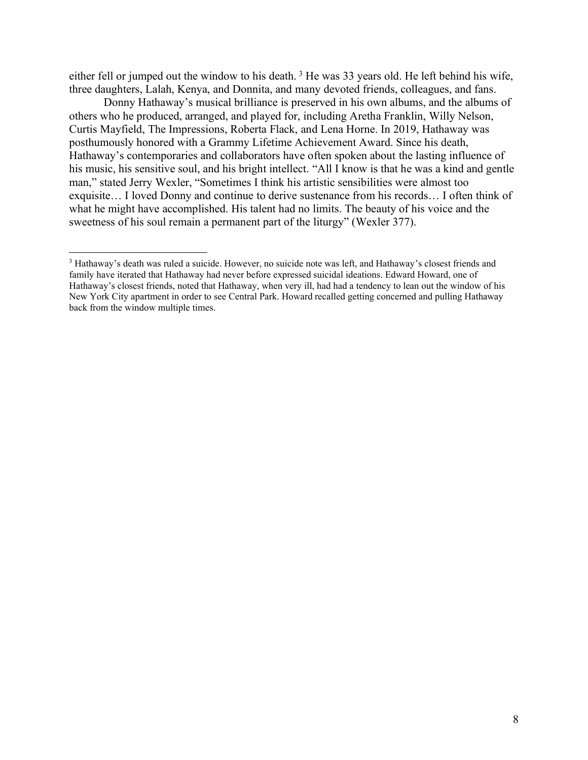either fell or jumped out the window to his death. [3] He was 33 years old. He left behind his wife, three daughters, Lalah, Kenya, and Donnita, and many devoted friends, colleagues, and fans.

Donny Hathaway's musical brilliance is preserved in his own albums, and the albums of others who he produced, arranged, and played for, including Aretha Franklin, Willy Nelson, Curtis Mayfield, The Impressions, Roberta Flack, and Lena Horne. In 2019, Hathaway was posthumously honored with a Grammy Lifetime Achievement Award. Since his death, Hathaway's contemporaries and collaborators have often spoken about the lasting influence of his music, his sensitive soul, and his bright intellect. "All I know is that he was a kind and gentle man," stated Jerry Wexler, "Sometimes I think his artistic sensibilities were almost too exquisite… I loved Donny and continue to derive sustenance from his records… I often think of what he might have accomplished. His talent had no limits. The beauty of his voice and the sweetness of his soul remain a permanent part of the liturgy" (Wexler 377).

---

[3] Hathaway's death was ruled a suicide. However, no suicide note was left, and Hathaway's closest friends and family have iterated that Hathaway had never before expressed suicidal ideations. Edward Howard, one of Hathaway's closest friends, noted that Hathaway, when very ill, had had a tendency to lean out the window of his New York City apartment in order to see Central Park. Howard recalled getting concerned and pulling Hathaway back from the window multiple times.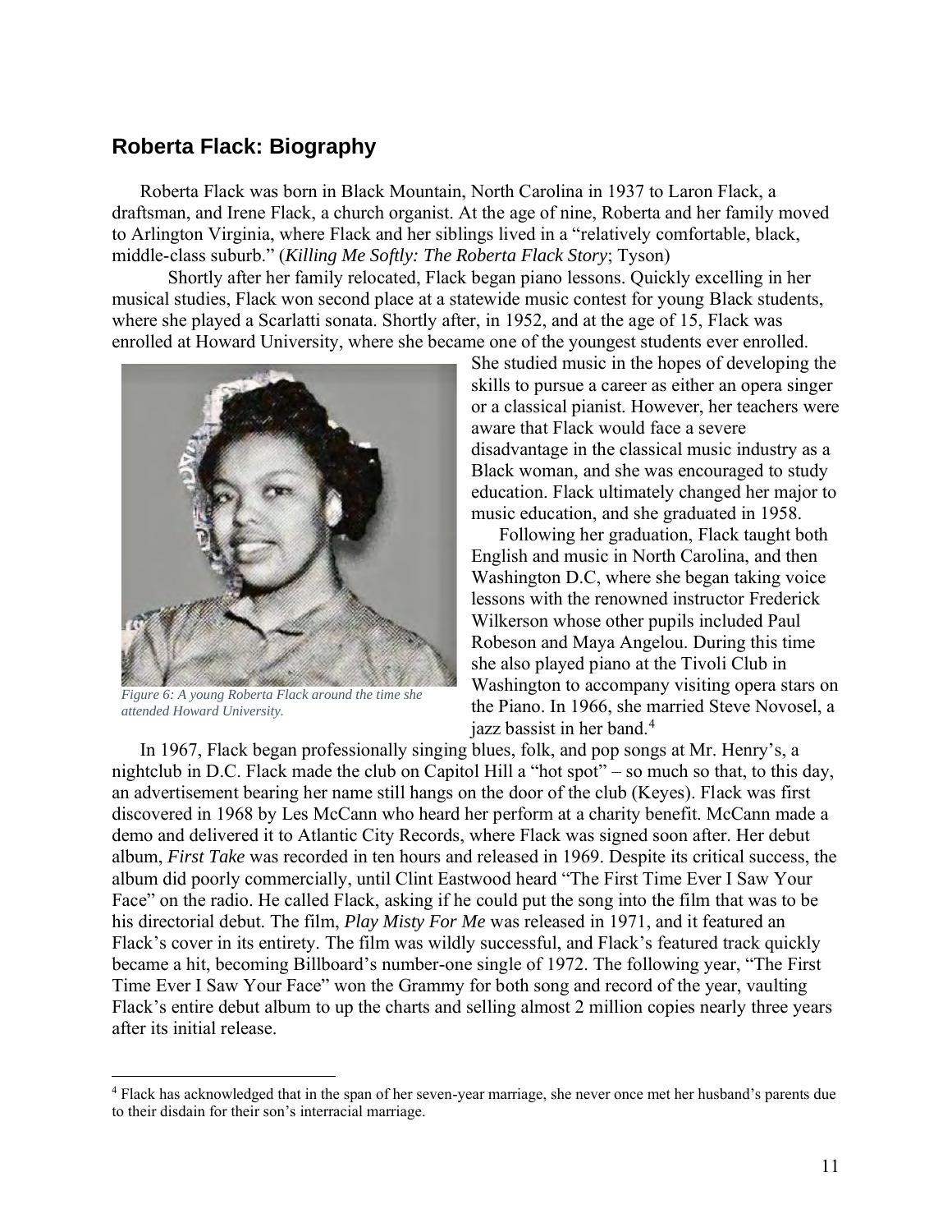## Roberta Flack: Biography

Roberta Flack was born in Black Mountain, North Carolina in 1937 to Laron Flack, a draftsman, and Irene Flack, a church organist. At the age of nine, Roberta and her family moved to Arlington Virginia, where Flack and her siblings lived in a "relatively comfortable, black, middle-class suburb." (*Killing Me Softly: The Roberta Flack Story*; Tyson)

Shortly after her family relocated, Flack began piano lessons. Quickly excelling in her musical studies, Flack won second place at a statewide music contest for young Black students, where she played a Scarlatti sonata. Shortly after, in 1952, and at the age of 15, Flack was enrolled at Howard University, where she became one of the youngest students ever enrolled. She studied music in the hopes of developing the skills to pursue a career as either an opera singer or a classical pianist. However, her teachers were aware that Flack would face a severe disadvantage in the classical music industry as a Black woman, and she was encouraged to study education. Flack ultimately changed her major to music education, and she graduated in 1958.

*Figure 6: A young Roberta Flack around the time she attended Howard University.*

Following her graduation, Flack taught both English and music in North Carolina, and then Washington D.C, where she began taking voice lessons with the renowned instructor Frederick Wilkerson whose other pupils included Paul Robeson and Maya Angelou. During this time she also played piano at the Tivoli Club in Washington to accompany visiting opera stars on the Piano. In 1966, she married Steve Novosel, a jazz bassist in her band.[4]

In 1967, Flack began professionally singing blues, folk, and pop songs at Mr. Henry's, a nightclub in D.C. Flack made the club on Capitol Hill a "hot spot" – so much so that, to this day, an advertisement bearing her name still hangs on the door of the club (Keyes). Flack was first discovered in 1968 by Les McCann who heard her perform at a charity benefit. McCann made a demo and delivered it to Atlantic City Records, where Flack was signed soon after. Her debut album, *First Take* was recorded in ten hours and released in 1969. Despite its critical success, the album did poorly commercially, until Clint Eastwood heard "The First Time Ever I Saw Your Face" on the radio. He called Flack, asking if he could put the song into the film that was to be his directorial debut. The film, *Play Misty For Me* was released in 1971, and it featured an Flack's cover in its entirety. The film was wildly successful, and Flack's featured track quickly became a hit, becoming Billboard's number-one single of 1972. The following year, "The First Time Ever I Saw Your Face" won the Grammy for both song and record of the year, vaulting Flack's entire debut album to up the charts and selling almost 2 million copies nearly three years after its initial release.

[4] Flack has acknowledged that in the span of her seven-year marriage, she never once met her husband's parents due to their disdain for their son's interracial marriage.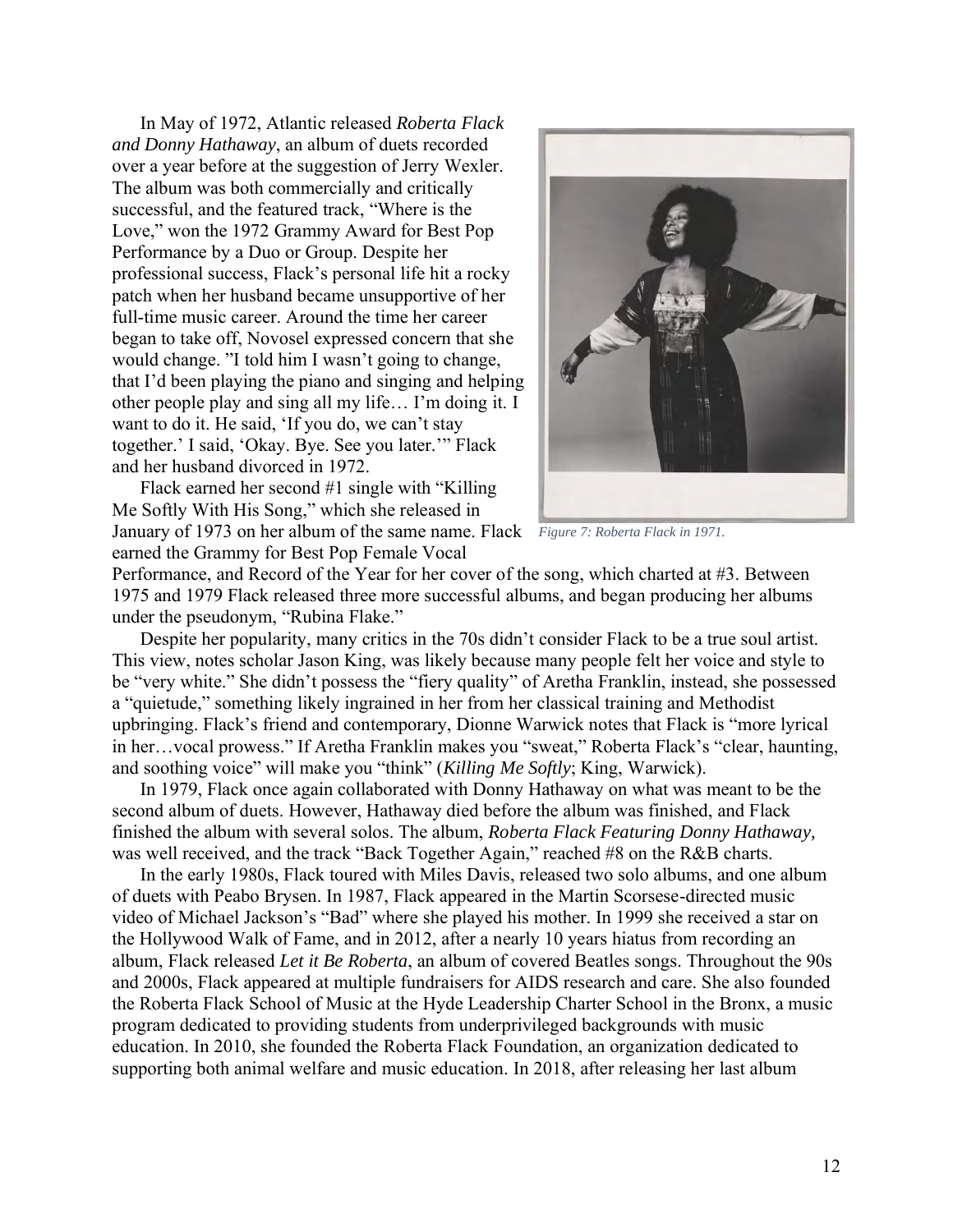In May of 1972, Atlantic released *Roberta Flack and Donny Hathaway*, an album of duets recorded over a year before at the suggestion of Jerry Wexler. The album was both commercially and critically successful, and the featured track, "Where is the Love," won the 1972 Grammy Award for Best Pop Performance by a Duo or Group. Despite her professional success, Flack's personal life hit a rocky patch when her husband became unsupportive of her full-time music career. Around the time her career began to take off, Novosel expressed concern that she would change. "I told him I wasn't going to change, that I'd been playing the piano and singing and helping other people play and sing all my life… I'm doing it. I want to do it. He said, 'If you do, we can't stay together.' I said, 'Okay. Bye. See you later.'" Flack and her husband divorced in 1972.

*Figure 7: Roberta Flack in 1971.*

Flack earned her second #1 single with "Killing Me Softly With His Song," which she released in January of 1973 on her album of the same name. Flack earned the Grammy for Best Pop Female Vocal Performance, and Record of the Year for her cover of the song, which charted at #3. Between 1975 and 1979 Flack released three more successful albums, and began producing her albums under the pseudonym, "Rubina Flake."

Despite her popularity, many critics in the 70s didn't consider Flack to be a true soul artist. This view, notes scholar Jason King, was likely because many people felt her voice and style to be "very white." She didn't possess the "fiery quality" of Aretha Franklin, instead, she possessed a "quietude," something likely ingrained in her from her classical training and Methodist upbringing. Flack's friend and contemporary, Dionne Warwick notes that Flack is "more lyrical in her…vocal prowess." If Aretha Franklin makes you "sweat," Roberta Flack's "clear, haunting, and soothing voice" will make you "think" (*Killing Me Softly*; King, Warwick).

In 1979, Flack once again collaborated with Donny Hathaway on what was meant to be the second album of duets. However, Hathaway died before the album was finished, and Flack finished the album with several solos. The album, *Roberta Flack Featuring Donny Hathaway,* was well received, and the track "Back Together Again," reached #8 on the R&B charts.

In the early 1980s, Flack toured with Miles Davis, released two solo albums, and one album of duets with Peabo Brysen. In 1987, Flack appeared in the Martin Scorsese-directed music video of Michael Jackson's "Bad" where she played his mother. In 1999 she received a star on the Hollywood Walk of Fame, and in 2012, after a nearly 10 years hiatus from recording an album, Flack released *Let it Be Roberta*, an album of covered Beatles songs. Throughout the 90s and 2000s, Flack appeared at multiple fundraisers for AIDS research and care. She also founded the Roberta Flack School of Music at the Hyde Leadership Charter School in the Bronx, a music program dedicated to providing students from underprivileged backgrounds with music education. In 2010, she founded the Roberta Flack Foundation, an organization dedicated to supporting both animal welfare and music education. In 2018, after releasing her last album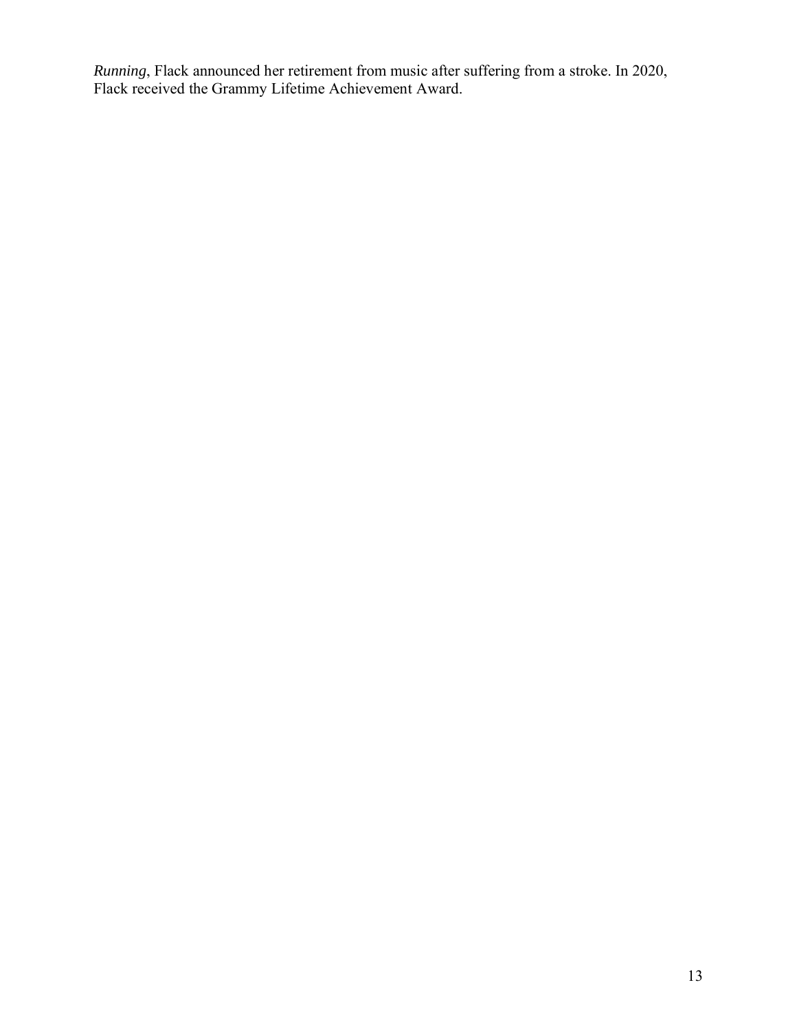*Running*, Flack announced her retirement from music after suffering from a stroke. In 2020, Flack received the Grammy Lifetime Achievement Award.